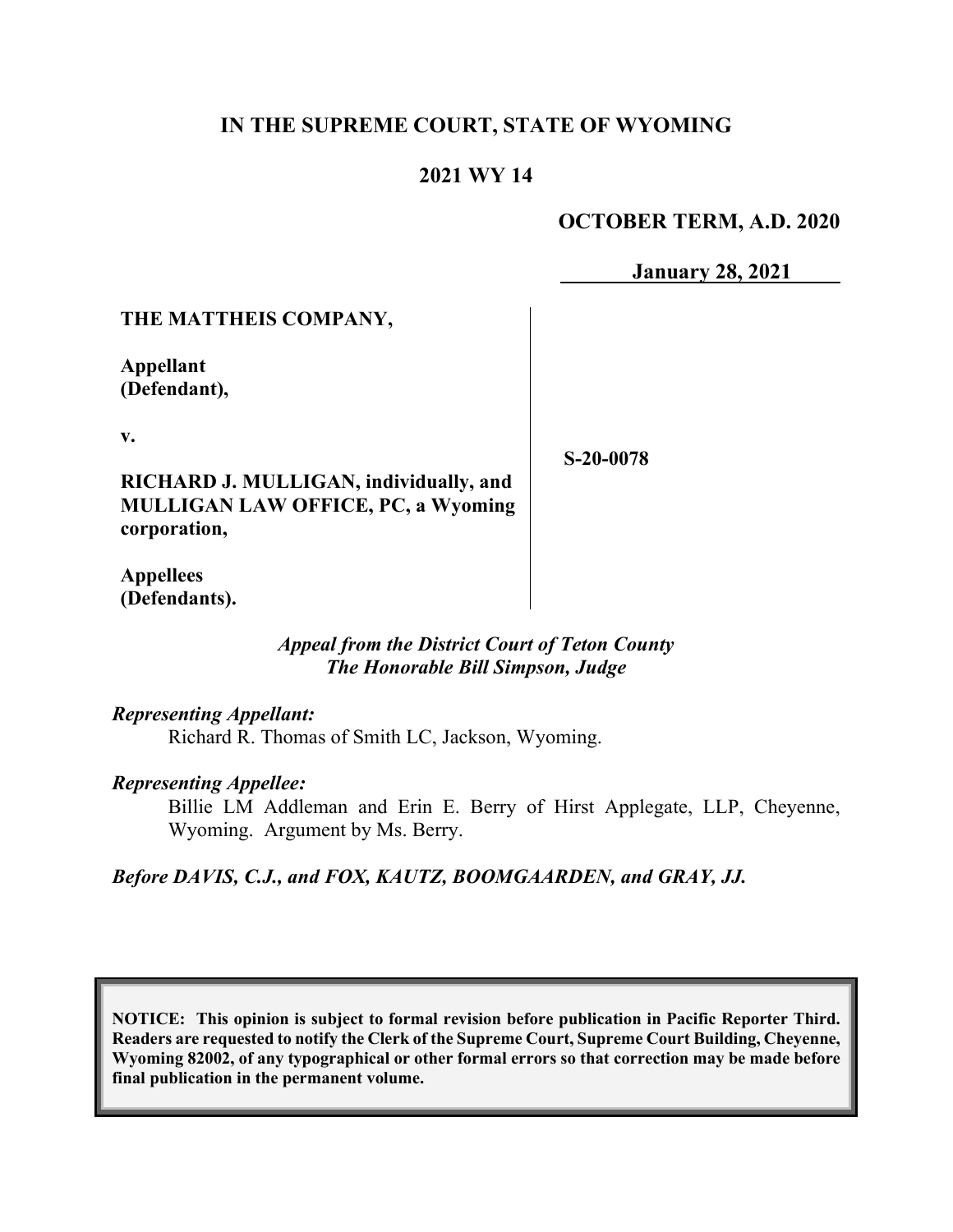# IN THE SUPREME COURT, STATE OF WYOMING

## 2021 WY 14

**OCTOBER TERM, A.D. 2020**

**January 28, 2021**

**THE MATTHEIS COMPANY,**

**Appellant (Defendant),**

**v.**

**RICHARD J. MULLIGAN, individually, and MULLIGAN LAW OFFICE, PC, a Wyoming corporation,**

**Appellees (Defendants).**

**S-20-0078**

*Appeal from the District Court of Teton County*
*The Honorable Bill Simpson, Judge*

*Representing Appellant:*
Richard R. Thomas of Smith LC, Jackson, Wyoming.

*Representing Appellee:*
Billie LM Addleman and Erin E. Berry of Hirst Applegate, LLP, Cheyenne, Wyoming. Argument by Ms. Berry.

*Before DAVIS, C.J., and FOX, KAUTZ, BOOMGAARDEN, and GRAY, JJ.*

**NOTICE: This opinion is subject to formal revision before publication in Pacific Reporter Third. Readers are requested to notify the Clerk of the Supreme Court, Supreme Court Building, Cheyenne, Wyoming 82002, of any typographical or other formal errors so that correction may be made before final publication in the permanent volume.**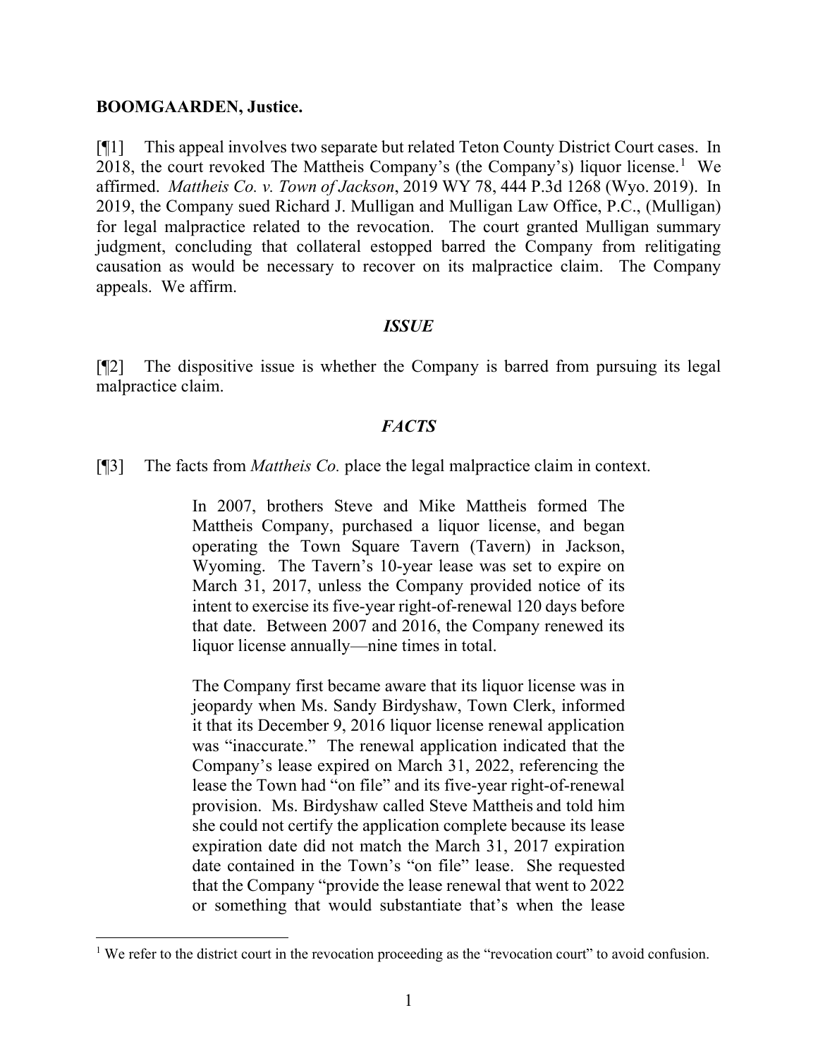**BOOMGAARDEN, Justice.**

[¶1] This appeal involves two separate but related Teton County District Court cases. In 2018, the court revoked The Mattheis Company's (the Company's) liquor license.[1] We affirmed. *Mattheis Co. v. Town of Jackson*, 2019 WY 78, 444 P.3d 1268 (Wyo. 2019). In 2019, the Company sued Richard J. Mulligan and Mulligan Law Office, P.C., (Mulligan) for legal malpractice related to the revocation. The court granted Mulligan summary judgment, concluding that collateral estopped barred the Company from relitigating causation as would be necessary to recover on its malpractice claim. The Company appeals. We affirm.

### *ISSUE*

[¶2] The dispositive issue is whether the Company is barred from pursuing its legal malpractice claim.

### *FACTS*

[¶3] The facts from *Mattheis Co.* place the legal malpractice claim in context.

> In 2007, brothers Steve and Mike Mattheis formed The Mattheis Company, purchased a liquor license, and began operating the Town Square Tavern (Tavern) in Jackson, Wyoming. The Tavern's 10-year lease was set to expire on March 31, 2017, unless the Company provided notice of its intent to exercise its five-year right-of-renewal 120 days before that date. Between 2007 and 2016, the Company renewed its liquor license annually—nine times in total.
>
> The Company first became aware that its liquor license was in jeopardy when Ms. Sandy Birdyshaw, Town Clerk, informed it that its December 9, 2016 liquor license renewal application was "inaccurate." The renewal application indicated that the Company's lease expired on March 31, 2022, referencing the lease the Town had "on file" and its five-year right-of-renewal provision. Ms. Birdyshaw called Steve Mattheis and told him she could not certify the application complete because its lease expiration date did not match the March 31, 2017 expiration date contained in the Town's "on file" lease. She requested that the Company "provide the lease renewal that went to 2022 or something that would substantiate that's when the lease

[1] We refer to the district court in the revocation proceeding as the "revocation court" to avoid confusion.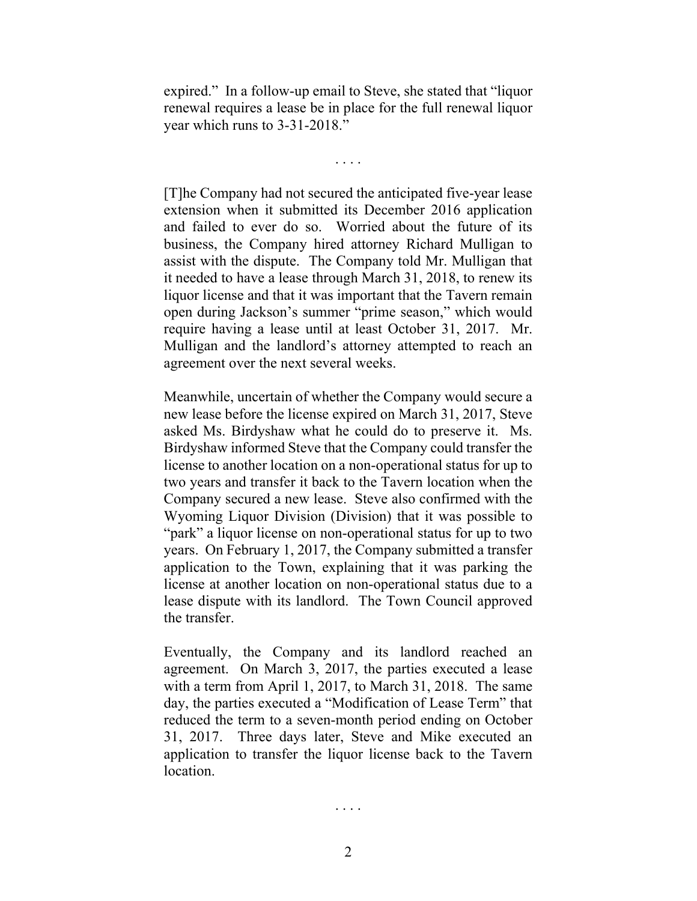expired." In a follow-up email to Steve, she stated that "liquor renewal requires a lease be in place for the full renewal liquor year which runs to 3-31-2018."

. . . .

[T]he Company had not secured the anticipated five-year lease extension when it submitted its December 2016 application and failed to ever do so. Worried about the future of its business, the Company hired attorney Richard Mulligan to assist with the dispute. The Company told Mr. Mulligan that it needed to have a lease through March 31, 2018, to renew its liquor license and that it was important that the Tavern remain open during Jackson's summer "prime season," which would require having a lease until at least October 31, 2017. Mr. Mulligan and the landlord's attorney attempted to reach an agreement over the next several weeks.

Meanwhile, uncertain of whether the Company would secure a new lease before the license expired on March 31, 2017, Steve asked Ms. Birdyshaw what he could do to preserve it. Ms. Birdyshaw informed Steve that the Company could transfer the license to another location on a non-operational status for up to two years and transfer it back to the Tavern location when the Company secured a new lease. Steve also confirmed with the Wyoming Liquor Division (Division) that it was possible to "park" a liquor license on non-operational status for up to two years. On February 1, 2017, the Company submitted a transfer application to the Town, explaining that it was parking the license at another location on non-operational status due to a lease dispute with its landlord. The Town Council approved the transfer.

Eventually, the Company and its landlord reached an agreement. On March 3, 2017, the parties executed a lease with a term from April 1, 2017, to March 31, 2018. The same day, the parties executed a "Modification of Lease Term" that reduced the term to a seven-month period ending on October 31, 2017. Three days later, Steve and Mike executed an application to transfer the liquor license back to the Tavern location.

. . . .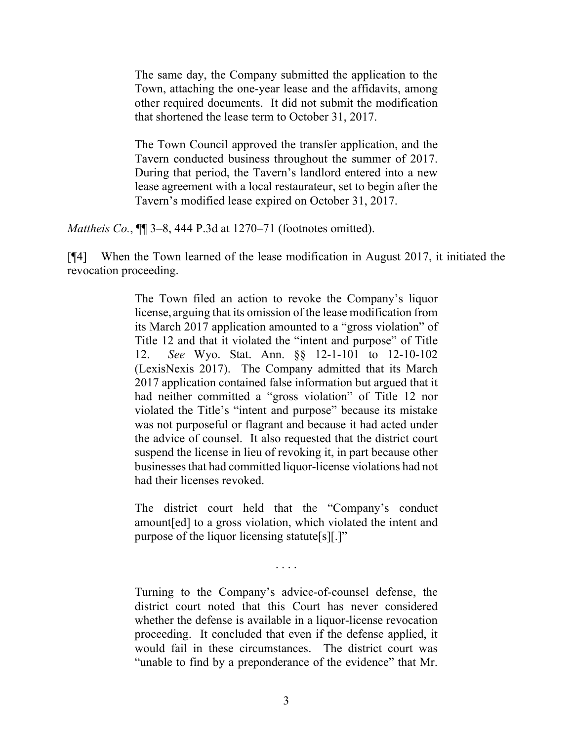> The same day, the Company submitted the application to the Town, attaching the one-year lease and the affidavits, among other required documents. It did not submit the modification that shortened the lease term to October 31, 2017.
>
> The Town Council approved the transfer application, and the Tavern conducted business throughout the summer of 2017. During that period, the Tavern's landlord entered into a new lease agreement with a local restaurateur, set to begin after the Tavern's modified lease expired on October 31, 2017.

*Mattheis Co.*, ¶¶ 3–8, 444 P.3d at 1270–71 (footnotes omitted).

[¶4] When the Town learned of the lease modification in August 2017, it initiated the revocation proceeding.

> The Town filed an action to revoke the Company's liquor license, arguing that its omission of the lease modification from its March 2017 application amounted to a "gross violation" of Title 12 and that it violated the "intent and purpose" of Title 12. *See* Wyo. Stat. Ann. §§ 12-1-101 to 12-10-102 (LexisNexis 2017). The Company admitted that its March 2017 application contained false information but argued that it had neither committed a "gross violation" of Title 12 nor violated the Title's "intent and purpose" because its mistake was not purposeful or flagrant and because it had acted under the advice of counsel. It also requested that the district court suspend the license in lieu of revoking it, in part because other businesses that had committed liquor-license violations had not had their licenses revoked.
>
> The district court held that the "Company's conduct amount[ed] to a gross violation, which violated the intent and purpose of the liquor licensing statute[s][.]"
>
> . . . .
>
> Turning to the Company's advice-of-counsel defense, the district court noted that this Court has never considered whether the defense is available in a liquor-license revocation proceeding. It concluded that even if the defense applied, it would fail in these circumstances. The district court was "unable to find by a preponderance of the evidence" that Mr.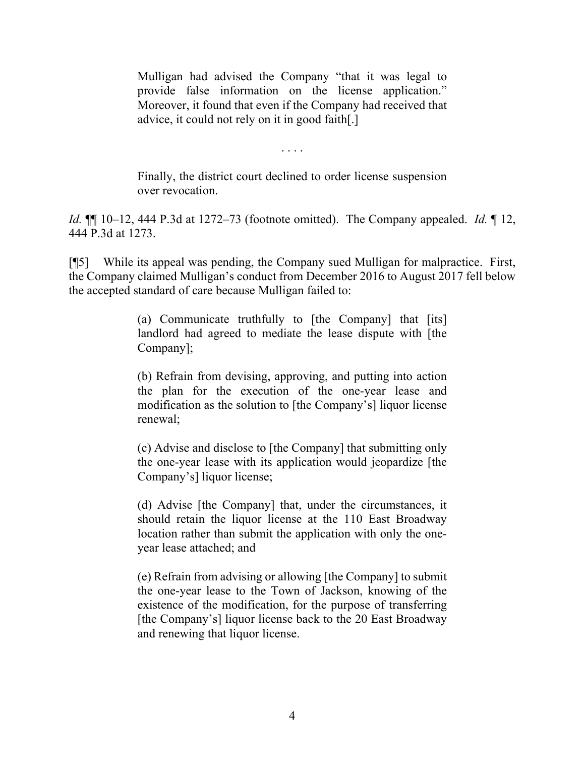> Mulligan had advised the Company "that it was legal to provide false information on the license application." Moreover, it found that even if the Company had received that advice, it could not rely on it in good faith[.]
>
> . . . .
>
> Finally, the district court declined to order license suspension over revocation.

*Id.* ¶¶ 10–12, 444 P.3d at 1272–73 (footnote omitted). The Company appealed. *Id.* ¶ 12, 444 P.3d at 1273.

[¶5] While its appeal was pending, the Company sued Mulligan for malpractice. First, the Company claimed Mulligan's conduct from December 2016 to August 2017 fell below the accepted standard of care because Mulligan failed to:

> (a) Communicate truthfully to [the Company] that [its] landlord had agreed to mediate the lease dispute with [the Company];
>
> (b) Refrain from devising, approving, and putting into action the plan for the execution of the one-year lease and modification as the solution to [the Company's] liquor license renewal;
>
> (c) Advise and disclose to [the Company] that submitting only the one-year lease with its application would jeopardize [the Company's] liquor license;
>
> (d) Advise [the Company] that, under the circumstances, it should retain the liquor license at the 110 East Broadway location rather than submit the application with only the one-year lease attached; and
>
> (e) Refrain from advising or allowing [the Company] to submit the one-year lease to the Town of Jackson, knowing of the existence of the modification, for the purpose of transferring [the Company's] liquor license back to the 20 East Broadway and renewing that liquor license.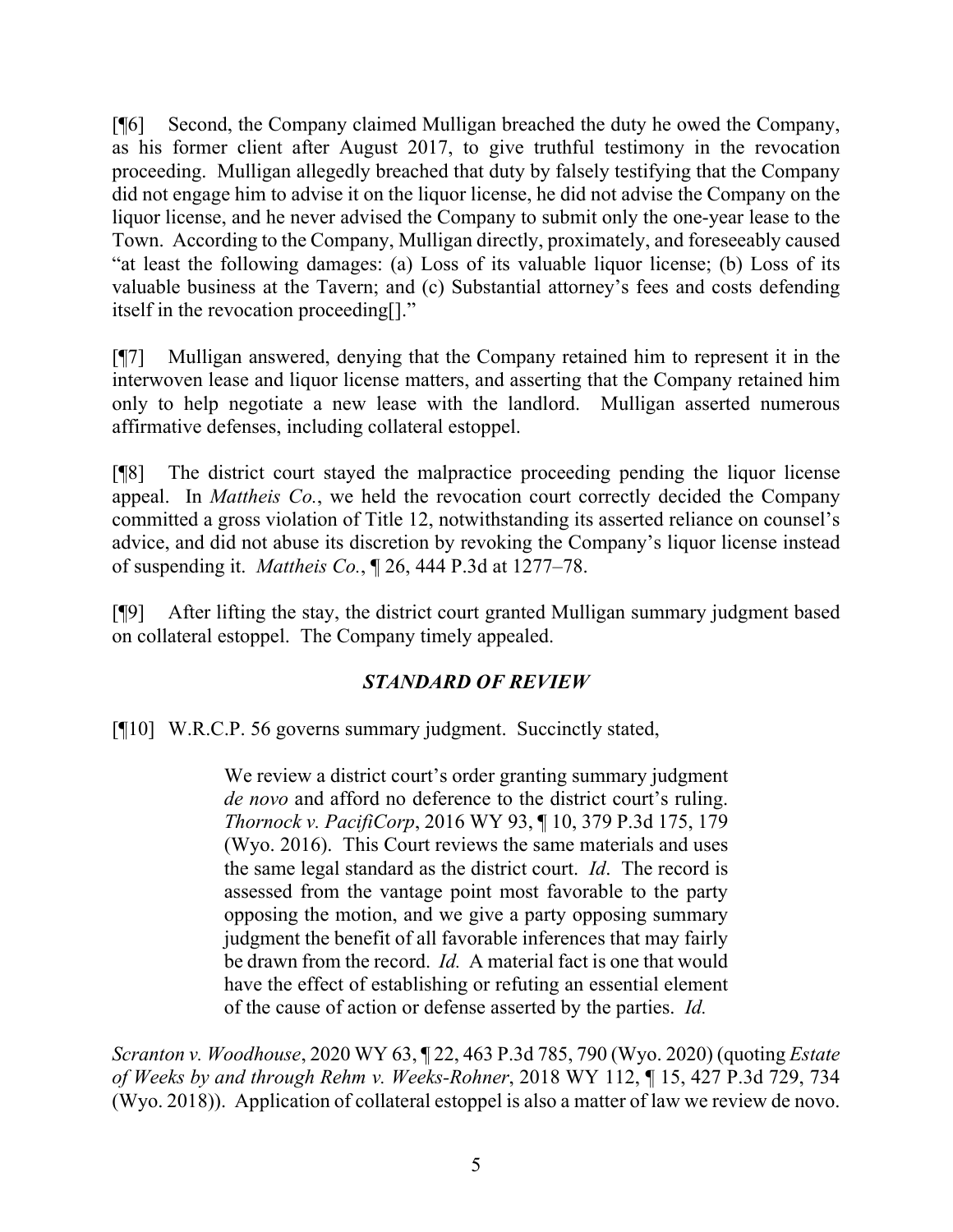[¶6] Second, the Company claimed Mulligan breached the duty he owed the Company, as his former client after August 2017, to give truthful testimony in the revocation proceeding. Mulligan allegedly breached that duty by falsely testifying that the Company did not engage him to advise it on the liquor license, he did not advise the Company on the liquor license, and he never advised the Company to submit only the one-year lease to the Town. According to the Company, Mulligan directly, proximately, and foreseeably caused "at least the following damages: (a) Loss of its valuable liquor license; (b) Loss of its valuable business at the Tavern; and (c) Substantial attorney's fees and costs defending itself in the revocation proceeding[]."

[¶7] Mulligan answered, denying that the Company retained him to represent it in the interwoven lease and liquor license matters, and asserting that the Company retained him only to help negotiate a new lease with the landlord. Mulligan asserted numerous affirmative defenses, including collateral estoppel.

[¶8] The district court stayed the malpractice proceeding pending the liquor license appeal. In *Mattheis Co.*, we held the revocation court correctly decided the Company committed a gross violation of Title 12, notwithstanding its asserted reliance on counsel's advice, and did not abuse its discretion by revoking the Company's liquor license instead of suspending it. *Mattheis Co.*, ¶ 26, 444 P.3d at 1277–78.

[¶9] After lifting the stay, the district court granted Mulligan summary judgment based on collateral estoppel. The Company timely appealed.

## *STANDARD OF REVIEW*

[¶10] W.R.C.P. 56 governs summary judgment. Succinctly stated,

> We review a district court's order granting summary judgment *de novo* and afford no deference to the district court's ruling. *Thornock v. PacifiCorp*, 2016 WY 93, ¶ 10, 379 P.3d 175, 179 (Wyo. 2016). This Court reviews the same materials and uses the same legal standard as the district court. *Id*. The record is assessed from the vantage point most favorable to the party opposing the motion, and we give a party opposing summary judgment the benefit of all favorable inferences that may fairly be drawn from the record. *Id.* A material fact is one that would have the effect of establishing or refuting an essential element of the cause of action or defense asserted by the parties. *Id.*

*Scranton v. Woodhouse*, 2020 WY 63, ¶ 22, 463 P.3d 785, 790 (Wyo. 2020) (quoting *Estate of Weeks by and through Rehm v. Weeks-Rohner*, 2018 WY 112, ¶ 15, 427 P.3d 729, 734 (Wyo. 2018)). Application of collateral estoppel is also a matter of law we review de novo.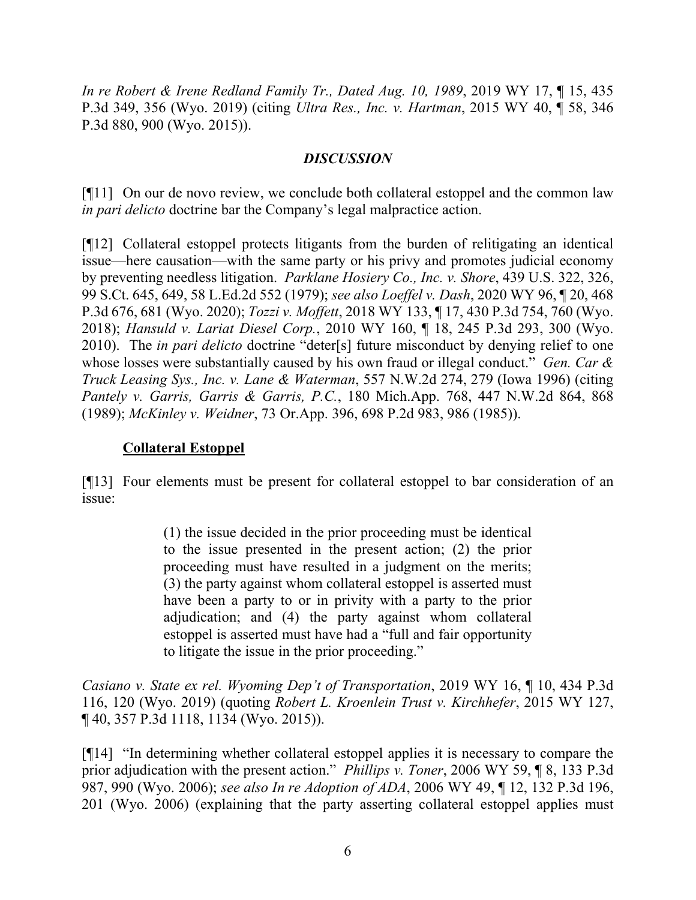*In re Robert & Irene Redland Family Tr., Dated Aug. 10, 1989*, 2019 WY 17, ¶ 15, 435 P.3d 349, 356 (Wyo. 2019) (citing *Ultra Res., Inc. v. Hartman*, 2015 WY 40, ¶ 58, 346 P.3d 880, 900 (Wyo. 2015)).

## *DISCUSSION*

[¶11] On our de novo review, we conclude both collateral estoppel and the common law *in pari delicto* doctrine bar the Company's legal malpractice action.

[¶12] Collateral estoppel protects litigants from the burden of relitigating an identical issue—here causation—with the same party or his privy and promotes judicial economy by preventing needless litigation. *Parklane Hosiery Co., Inc. v. Shore*, 439 U.S. 322, 326, 99 S.Ct. 645, 649, 58 L.Ed.2d 552 (1979); *see also Loeffel v. Dash*, 2020 WY 96, ¶ 20, 468 P.3d 676, 681 (Wyo. 2020); *Tozzi v. Moffett*, 2018 WY 133, ¶ 17, 430 P.3d 754, 760 (Wyo. 2018); *Hansuld v. Lariat Diesel Corp.*, 2010 WY 160, ¶ 18, 245 P.3d 293, 300 (Wyo. 2010). The *in pari delicto* doctrine "deter[s] future misconduct by denying relief to one whose losses were substantially caused by his own fraud or illegal conduct." *Gen. Car & Truck Leasing Sys., Inc. v. Lane & Waterman*, 557 N.W.2d 274, 279 (Iowa 1996) (citing *Pantely v. Garris, Garris & Garris, P.C.*, 180 Mich.App. 768, 447 N.W.2d 864, 868 (1989); *McKinley v. Weidner*, 73 Or.App. 396, 698 P.2d 983, 986 (1985)).

### Collateral Estoppel

[¶13] Four elements must be present for collateral estoppel to bar consideration of an issue:

> (1) the issue decided in the prior proceeding must be identical to the issue presented in the present action; (2) the prior proceeding must have resulted in a judgment on the merits; (3) the party against whom collateral estoppel is asserted must have been a party to or in privity with a party to the prior adjudication; and (4) the party against whom collateral estoppel is asserted must have had a "full and fair opportunity to litigate the issue in the prior proceeding."

*Casiano v. State ex rel. Wyoming Dep't of Transportation*, 2019 WY 16, ¶ 10, 434 P.3d 116, 120 (Wyo. 2019) (quoting *Robert L. Kroenlein Trust v. Kirchhefer*, 2015 WY 127, ¶ 40, 357 P.3d 1118, 1134 (Wyo. 2015)).

[¶14] "In determining whether collateral estoppel applies it is necessary to compare the prior adjudication with the present action." *Phillips v. Toner*, 2006 WY 59, ¶ 8, 133 P.3d 987, 990 (Wyo. 2006); *see also In re Adoption of ADA*, 2006 WY 49, ¶ 12, 132 P.3d 196, 201 (Wyo. 2006) (explaining that the party asserting collateral estoppel applies must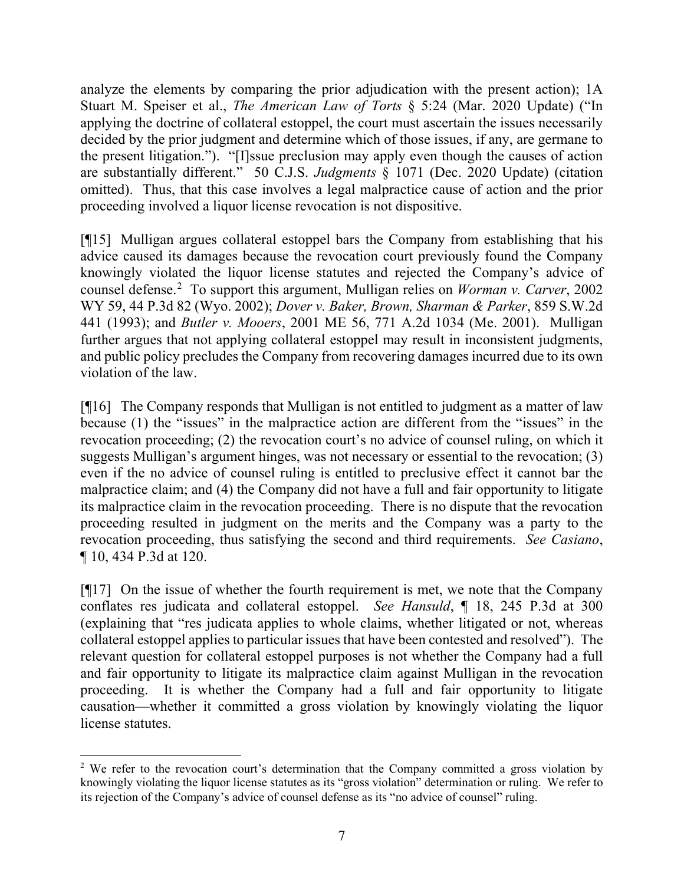analyze the elements by comparing the prior adjudication with the present action); 1A Stuart M. Speiser et al., *The American Law of Torts* § 5:24 (Mar. 2020 Update) ("In applying the doctrine of collateral estoppel, the court must ascertain the issues necessarily decided by the prior judgment and determine which of those issues, if any, are germane to the present litigation."). "[I]ssue preclusion may apply even though the causes of action are substantially different." 50 C.J.S. *Judgments* § 1071 (Dec. 2020 Update) (citation omitted). Thus, that this case involves a legal malpractice cause of action and the prior proceeding involved a liquor license revocation is not dispositive.

[¶15] Mulligan argues collateral estoppel bars the Company from establishing that his advice caused its damages because the revocation court previously found the Company knowingly violated the liquor license statutes and rejected the Company's advice of counsel defense.[2] To support this argument, Mulligan relies on *Worman v. Carver*, 2002 WY 59, 44 P.3d 82 (Wyo. 2002); *Dover v. Baker, Brown, Sharman & Parker*, 859 S.W.2d 441 (1993); and *Butler v. Mooers*, 2001 ME 56, 771 A.2d 1034 (Me. 2001). Mulligan further argues that not applying collateral estoppel may result in inconsistent judgments, and public policy precludes the Company from recovering damages incurred due to its own violation of the law.

[¶16] The Company responds that Mulligan is not entitled to judgment as a matter of law because (1) the "issues" in the malpractice action are different from the "issues" in the revocation proceeding; (2) the revocation court's no advice of counsel ruling, on which it suggests Mulligan's argument hinges, was not necessary or essential to the revocation; (3) even if the no advice of counsel ruling is entitled to preclusive effect it cannot bar the malpractice claim; and (4) the Company did not have a full and fair opportunity to litigate its malpractice claim in the revocation proceeding. There is no dispute that the revocation proceeding resulted in judgment on the merits and the Company was a party to the revocation proceeding, thus satisfying the second and third requirements. *See Casiano*, ¶ 10, 434 P.3d at 120.

[¶17] On the issue of whether the fourth requirement is met, we note that the Company conflates res judicata and collateral estoppel. *See Hansuld*, ¶ 18, 245 P.3d at 300 (explaining that "res judicata applies to whole claims, whether litigated or not, whereas collateral estoppel applies to particular issues that have been contested and resolved"). The relevant question for collateral estoppel purposes is not whether the Company had a full and fair opportunity to litigate its malpractice claim against Mulligan in the revocation proceeding. It is whether the Company had a full and fair opportunity to litigate causation—whether it committed a gross violation by knowingly violating the liquor license statutes.

---

[2] We refer to the revocation court's determination that the Company committed a gross violation by knowingly violating the liquor license statutes as its "gross violation" determination or ruling. We refer to its rejection of the Company's advice of counsel defense as its "no advice of counsel" ruling.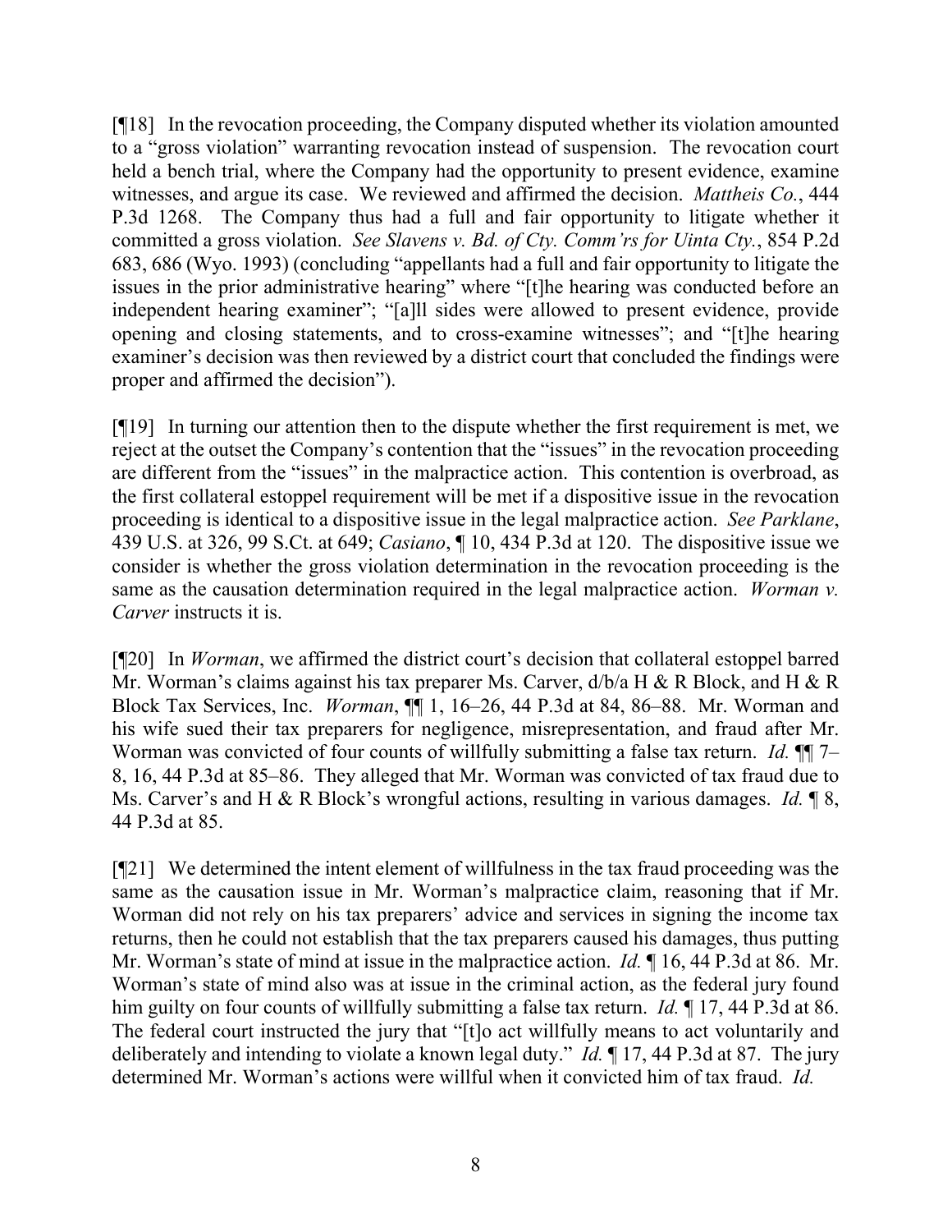[¶18] In the revocation proceeding, the Company disputed whether its violation amounted to a "gross violation" warranting revocation instead of suspension. The revocation court held a bench trial, where the Company had the opportunity to present evidence, examine witnesses, and argue its case. We reviewed and affirmed the decision. *Mattheis Co.*, 444 P.3d 1268. The Company thus had a full and fair opportunity to litigate whether it committed a gross violation. *See Slavens v. Bd. of Cty. Comm'rs for Uinta Cty.*, 854 P.2d 683, 686 (Wyo. 1993) (concluding "appellants had a full and fair opportunity to litigate the issues in the prior administrative hearing" where "[t]he hearing was conducted before an independent hearing examiner"; "[a]ll sides were allowed to present evidence, provide opening and closing statements, and to cross-examine witnesses"; and "[t]he hearing examiner's decision was then reviewed by a district court that concluded the findings were proper and affirmed the decision").

[¶19] In turning our attention then to the dispute whether the first requirement is met, we reject at the outset the Company's contention that the "issues" in the revocation proceeding are different from the "issues" in the malpractice action. This contention is overbroad, as the first collateral estoppel requirement will be met if a dispositive issue in the revocation proceeding is identical to a dispositive issue in the legal malpractice action. *See Parklane*, 439 U.S. at 326, 99 S.Ct. at 649; *Casiano*, ¶ 10, 434 P.3d at 120. The dispositive issue we consider is whether the gross violation determination in the revocation proceeding is the same as the causation determination required in the legal malpractice action. *Worman v. Carver* instructs it is.

[¶20] In *Worman*, we affirmed the district court's decision that collateral estoppel barred Mr. Worman's claims against his tax preparer Ms. Carver, d/b/a H & R Block, and H & R Block Tax Services, Inc. *Worman*, ¶¶ 1, 16–26, 44 P.3d at 84, 86–88. Mr. Worman and his wife sued their tax preparers for negligence, misrepresentation, and fraud after Mr. Worman was convicted of four counts of willfully submitting a false tax return. *Id.* ¶¶ 7–8, 16, 44 P.3d at 85–86. They alleged that Mr. Worman was convicted of tax fraud due to Ms. Carver's and H & R Block's wrongful actions, resulting in various damages. *Id.* ¶ 8, 44 P.3d at 85.

[¶21] We determined the intent element of willfulness in the tax fraud proceeding was the same as the causation issue in Mr. Worman's malpractice claim, reasoning that if Mr. Worman did not rely on his tax preparers' advice and services in signing the income tax returns, then he could not establish that the tax preparers caused his damages, thus putting Mr. Worman's state of mind at issue in the malpractice action. *Id.* ¶ 16, 44 P.3d at 86. Mr. Worman's state of mind also was at issue in the criminal action, as the federal jury found him guilty on four counts of willfully submitting a false tax return. *Id.* ¶ 17, 44 P.3d at 86. The federal court instructed the jury that "[t]o act willfully means to act voluntarily and deliberately and intending to violate a known legal duty." *Id.* ¶ 17, 44 P.3d at 87. The jury determined Mr. Worman's actions were willful when it convicted him of tax fraud. *Id.*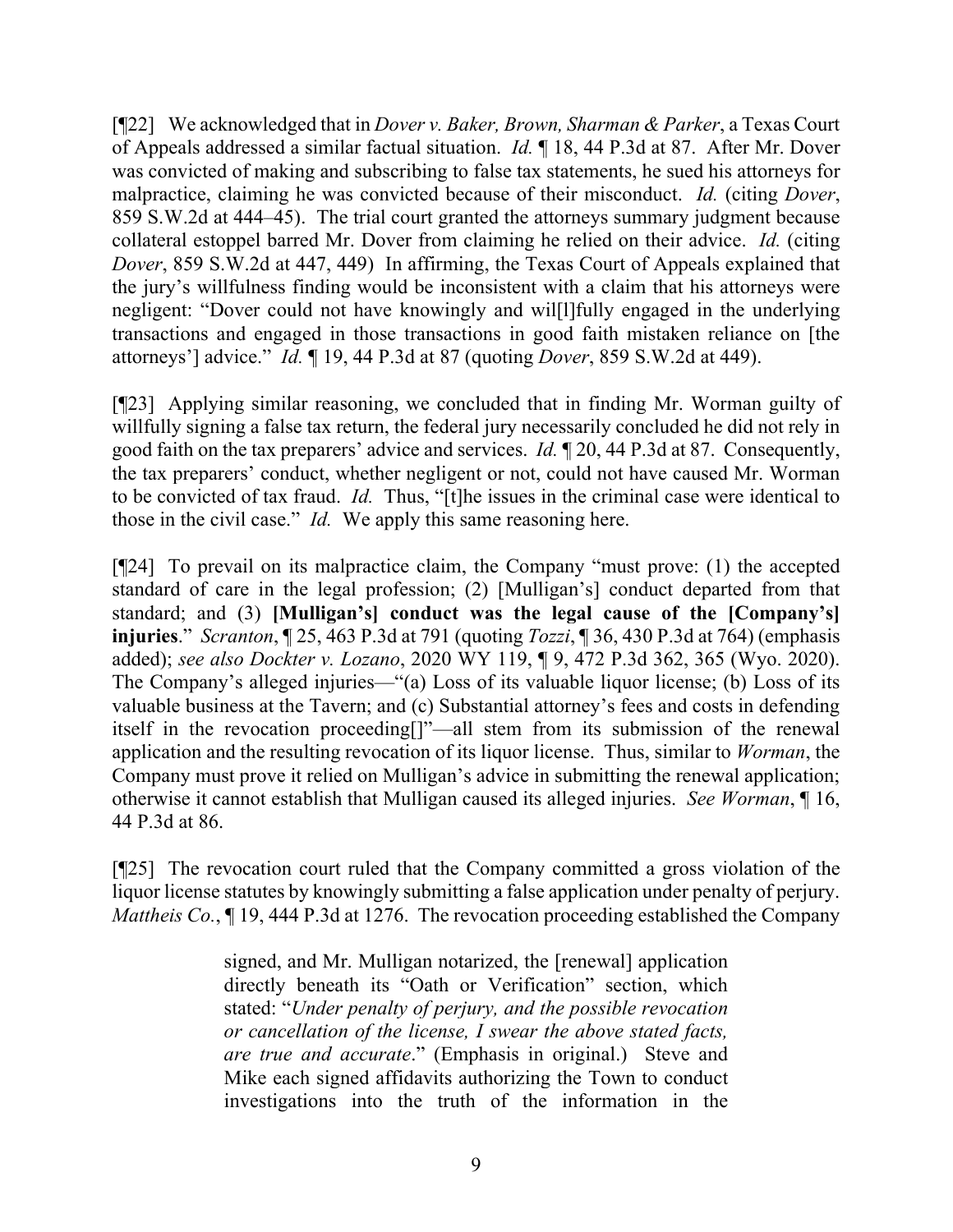[¶22] We acknowledged that in *Dover v. Baker, Brown, Sharman & Parker*, a Texas Court of Appeals addressed a similar factual situation. *Id.* ¶ 18, 44 P.3d at 87. After Mr. Dover was convicted of making and subscribing to false tax statements, he sued his attorneys for malpractice, claiming he was convicted because of their misconduct. *Id.* (citing *Dover*, 859 S.W.2d at 444–45). The trial court granted the attorneys summary judgment because collateral estoppel barred Mr. Dover from claiming he relied on their advice. *Id.* (citing *Dover*, 859 S.W.2d at 447, 449) In affirming, the Texas Court of Appeals explained that the jury's willfulness finding would be inconsistent with a claim that his attorneys were negligent: "Dover could not have knowingly and wil[l]fully engaged in the underlying transactions and engaged in those transactions in good faith mistaken reliance on [the attorneys'] advice." *Id.* ¶ 19, 44 P.3d at 87 (quoting *Dover*, 859 S.W.2d at 449).

[¶23] Applying similar reasoning, we concluded that in finding Mr. Worman guilty of willfully signing a false tax return, the federal jury necessarily concluded he did not rely in good faith on the tax preparers' advice and services. *Id.* ¶ 20, 44 P.3d at 87. Consequently, the tax preparers' conduct, whether negligent or not, could not have caused Mr. Worman to be convicted of tax fraud. *Id.* Thus, "[t]he issues in the criminal case were identical to those in the civil case." *Id.* We apply this same reasoning here.

[¶24] To prevail on its malpractice claim, the Company "must prove: (1) the accepted standard of care in the legal profession; (2) [Mulligan's] conduct departed from that standard; and (3) **[Mulligan's] conduct was the legal cause of the [Company's] injuries**." *Scranton*, ¶ 25, 463 P.3d at 791 (quoting *Tozzi*, ¶ 36, 430 P.3d at 764) (emphasis added); *see also Dockter v. Lozano*, 2020 WY 119, ¶ 9, 472 P.3d 362, 365 (Wyo. 2020). The Company's alleged injuries—"(a) Loss of its valuable liquor license; (b) Loss of its valuable business at the Tavern; and (c) Substantial attorney's fees and costs in defending itself in the revocation proceeding[]"—all stem from its submission of the renewal application and the resulting revocation of its liquor license. Thus, similar to *Worman*, the Company must prove it relied on Mulligan's advice in submitting the renewal application; otherwise it cannot establish that Mulligan caused its alleged injuries. *See Worman*, ¶ 16, 44 P.3d at 86.

[¶25] The revocation court ruled that the Company committed a gross violation of the liquor license statutes by knowingly submitting a false application under penalty of perjury. *Mattheis Co.*, ¶ 19, 444 P.3d at 1276. The revocation proceeding established the Company

> signed, and Mr. Mulligan notarized, the [renewal] application directly beneath its "Oath or Verification" section, which stated: "*Under penalty of perjury, and the possible revocation or cancellation of the license, I swear the above stated facts, are true and accurate*." (Emphasis in original.) Steve and Mike each signed affidavits authorizing the Town to conduct investigations into the truth of the information in the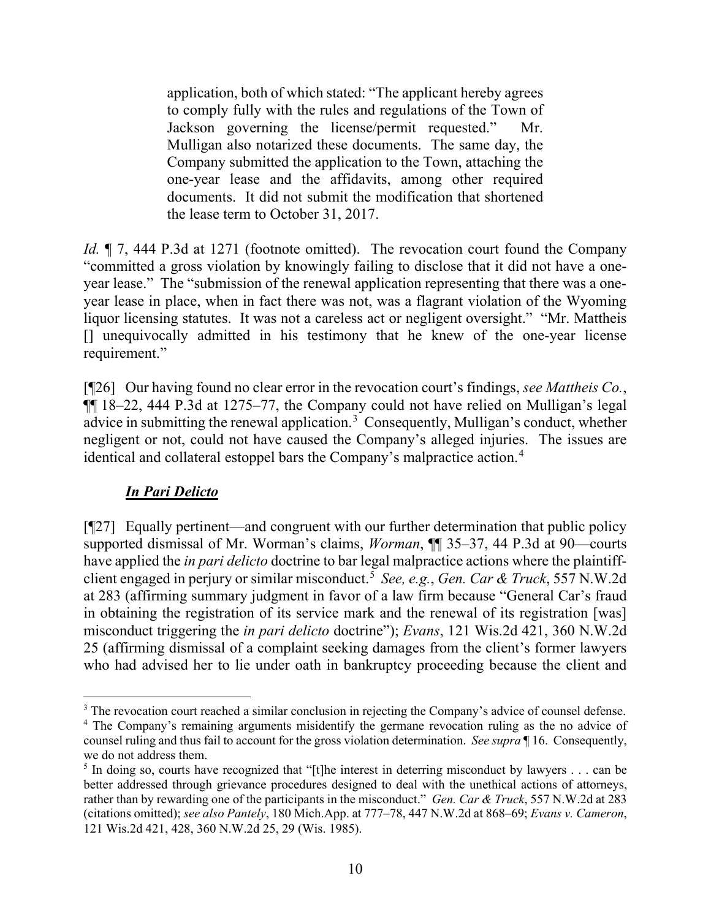> application, both of which stated: "The applicant hereby agrees to comply fully with the rules and regulations of the Town of Jackson governing the license/permit requested." Mr. Mulligan also notarized these documents. The same day, the Company submitted the application to the Town, attaching the one-year lease and the affidavits, among other required documents. It did not submit the modification that shortened the lease term to October 31, 2017.

*Id.* ¶ 7, 444 P.3d at 1271 (footnote omitted). The revocation court found the Company "committed a gross violation by knowingly failing to disclose that it did not have a one-year lease." The "submission of the renewal application representing that there was a one-year lease in place, when in fact there was not, was a flagrant violation of the Wyoming liquor licensing statutes. It was not a careless act or negligent oversight." "Mr. Mattheis [] unequivocally admitted in his testimony that he knew of the one-year license requirement."

[¶26] Our having found no clear error in the revocation court's findings, *see Mattheis Co.*, ¶¶ 18–22, 444 P.3d at 1275–77, the Company could not have relied on Mulligan's legal advice in submitting the renewal application.[3] Consequently, Mulligan's conduct, whether negligent or not, could not have caused the Company's alleged injuries. The issues are identical and collateral estoppel bars the Company's malpractice action.[4]

## ***In Pari Delicto***

[¶27] Equally pertinent—and congruent with our further determination that public policy supported dismissal of Mr. Worman's claims, *Worman*, ¶¶ 35–37, 44 P.3d at 90—courts have applied the *in pari delicto* doctrine to bar legal malpractice actions where the plaintiff-client engaged in perjury or similar misconduct.[5] *See, e.g.*, *Gen. Car & Truck*, 557 N.W.2d at 283 (affirming summary judgment in favor of a law firm because "General Car's fraud in obtaining the registration of its service mark and the renewal of its registration [was] misconduct triggering the *in pari delicto* doctrine"); *Evans*, 121 Wis.2d 421, 360 N.W.2d 25 (affirming dismissal of a complaint seeking damages from the client's former lawyers who had advised her to lie under oath in bankruptcy proceeding because the client and

---

[3] The revocation court reached a similar conclusion in rejecting the Company's advice of counsel defense.

[4] The Company's remaining arguments misidentify the germane revocation ruling as the no advice of counsel ruling and thus fail to account for the gross violation determination. *See supra* ¶ 16. Consequently, we do not address them.

[5] In doing so, courts have recognized that "[t]he interest in deterring misconduct by lawyers . . . can be better addressed through grievance procedures designed to deal with the unethical actions of attorneys, rather than by rewarding one of the participants in the misconduct." *Gen. Car & Truck*, 557 N.W.2d at 283 (citations omitted); *see also Pantely*, 180 Mich.App. at 777–78, 447 N.W.2d at 868–69; *Evans v. Cameron*, 121 Wis.2d 421, 428, 360 N.W.2d 25, 29 (Wis. 1985).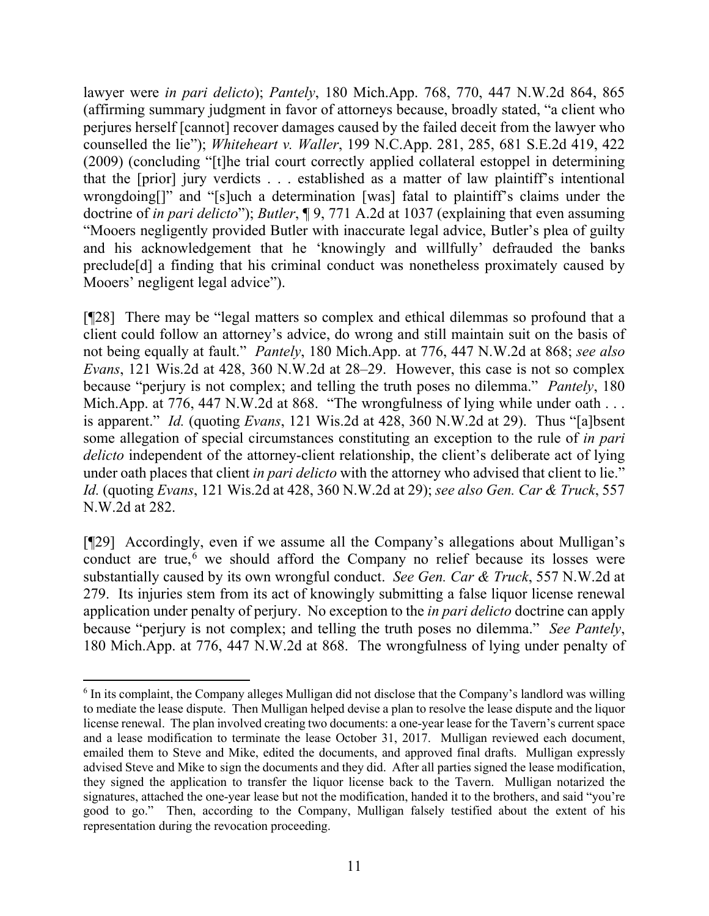lawyer were *in pari delicto*); *Pantely*, 180 Mich.App. 768, 770, 447 N.W.2d 864, 865 (affirming summary judgment in favor of attorneys because, broadly stated, "a client who perjures herself [cannot] recover damages caused by the failed deceit from the lawyer who counselled the lie"); *Whiteheart v. Waller*, 199 N.C.App. 281, 285, 681 S.E.2d 419, 422 (2009) (concluding "[t]he trial court correctly applied collateral estoppel in determining that the [prior] jury verdicts . . . established as a matter of law plaintiff's intentional wrongdoing[]" and "[s]uch a determination [was] fatal to plaintiff's claims under the doctrine of *in pari delicto*"); *Butler*, ¶ 9, 771 A.2d at 1037 (explaining that even assuming "Mooers negligently provided Butler with inaccurate legal advice, Butler's plea of guilty and his acknowledgement that he 'knowingly and willfully' defrauded the banks preclude[d] a finding that his criminal conduct was nonetheless proximately caused by Mooers' negligent legal advice").

[¶28] There may be "legal matters so complex and ethical dilemmas so profound that a client could follow an attorney's advice, do wrong and still maintain suit on the basis of not being equally at fault." *Pantely*, 180 Mich.App. at 776, 447 N.W.2d at 868; *see also Evans*, 121 Wis.2d at 428, 360 N.W.2d at 28–29. However, this case is not so complex because "perjury is not complex; and telling the truth poses no dilemma." *Pantely*, 180 Mich.App. at 776, 447 N.W.2d at 868. "The wrongfulness of lying while under oath . . . is apparent." *Id.* (quoting *Evans*, 121 Wis.2d at 428, 360 N.W.2d at 29). Thus "[a]bsent some allegation of special circumstances constituting an exception to the rule of *in pari delicto* independent of the attorney-client relationship, the client's deliberate act of lying under oath places that client *in pari delicto* with the attorney who advised that client to lie." *Id.* (quoting *Evans*, 121 Wis.2d at 428, 360 N.W.2d at 29); *see also Gen. Car & Truck*, 557 N.W.2d at 282.

[¶29] Accordingly, even if we assume all the Company's allegations about Mulligan's conduct are true,[6] we should afford the Company no relief because its losses were substantially caused by its own wrongful conduct. *See Gen. Car & Truck*, 557 N.W.2d at 279. Its injuries stem from its act of knowingly submitting a false liquor license renewal application under penalty of perjury. No exception to the *in pari delicto* doctrine can apply because "perjury is not complex; and telling the truth poses no dilemma." *See Pantely*, 180 Mich.App. at 776, 447 N.W.2d at 868. The wrongfulness of lying under penalty of

---

[6] In its complaint, the Company alleges Mulligan did not disclose that the Company's landlord was willing to mediate the lease dispute. Then Mulligan helped devise a plan to resolve the lease dispute and the liquor license renewal. The plan involved creating two documents: a one-year lease for the Tavern's current space and a lease modification to terminate the lease October 31, 2017. Mulligan reviewed each document, emailed them to Steve and Mike, edited the documents, and approved final drafts. Mulligan expressly advised Steve and Mike to sign the documents and they did. After all parties signed the lease modification, they signed the application to transfer the liquor license back to the Tavern. Mulligan notarized the signatures, attached the one-year lease but not the modification, handed it to the brothers, and said "you're good to go." Then, according to the Company, Mulligan falsely testified about the extent of his representation during the revocation proceeding.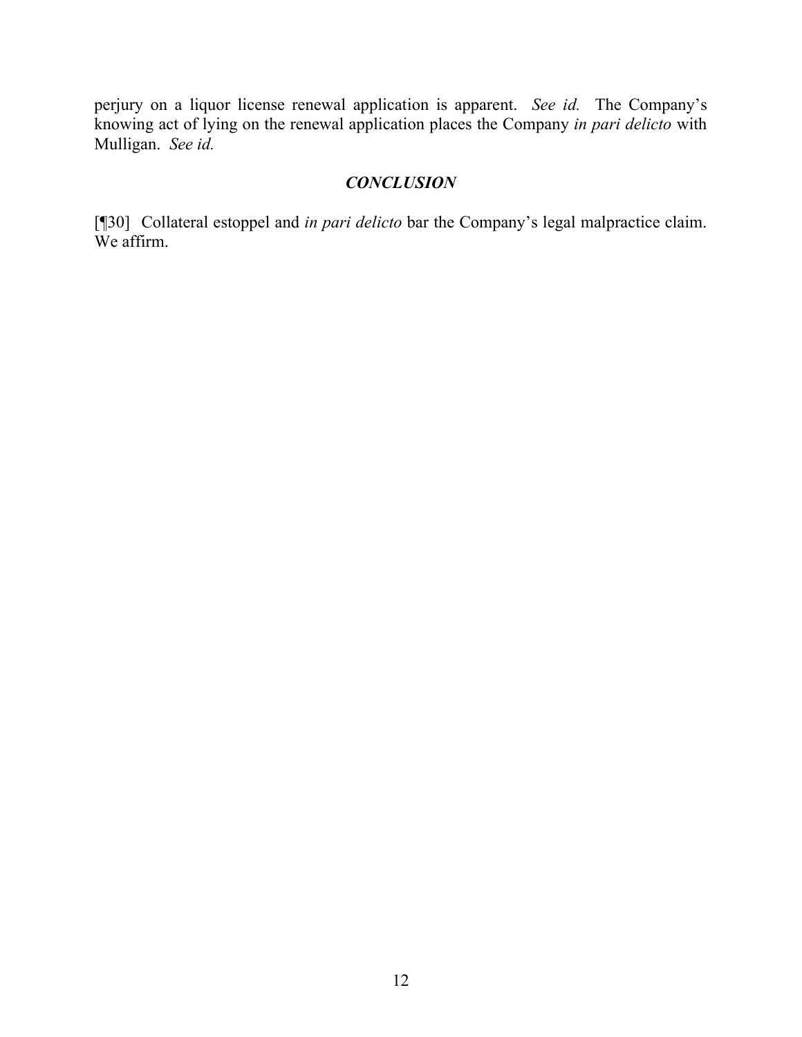perjury on a liquor license renewal application is apparent. *See id.* The Company's knowing act of lying on the renewal application places the Company *in pari delicto* with Mulligan. *See id.*

## *CONCLUSION*

[¶30] Collateral estoppel and *in pari delicto* bar the Company's legal malpractice claim. We affirm.